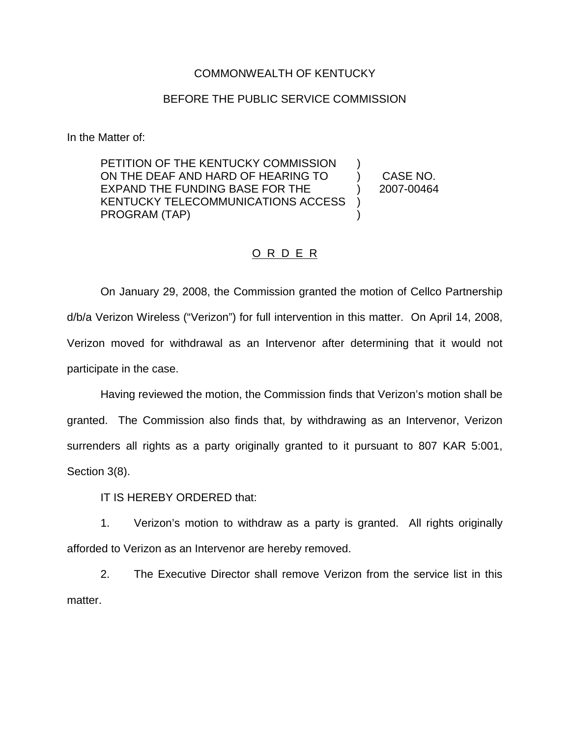COMMONWEALTH OF KENTUCKY

BEFORE THE PUBLIC SERVICE COMMISSION

In the Matter of:

| | | |
|---|---|---|
| PETITION OF THE KENTUCKY COMMISSION ON THE DEAF AND HARD OF HEARING TO EXPAND THE FUNDING BASE FOR THE KENTUCKY TELECOMMUNICATIONS ACCESS PROGRAM (TAP) | ) ) ) ) ) | CASE NO. 2007-00464 |

O R D E R

On January 29, 2008, the Commission granted the motion of Cellco Partnership d/b/a Verizon Wireless ("Verizon") for full intervention in this matter. On April 14, 2008, Verizon moved for withdrawal as an Intervenor after determining that it would not participate in the case.

Having reviewed the motion, the Commission finds that Verizon's motion shall be granted. The Commission also finds that, by withdrawing as an Intervenor, Verizon surrenders all rights as a party originally granted to it pursuant to 807 KAR 5:001, Section 3(8).

IT IS HEREBY ORDERED that:

1. Verizon's motion to withdraw as a party is granted. All rights originally afforded to Verizon as an Intervenor are hereby removed.

2. The Executive Director shall remove Verizon from the service list in this matter.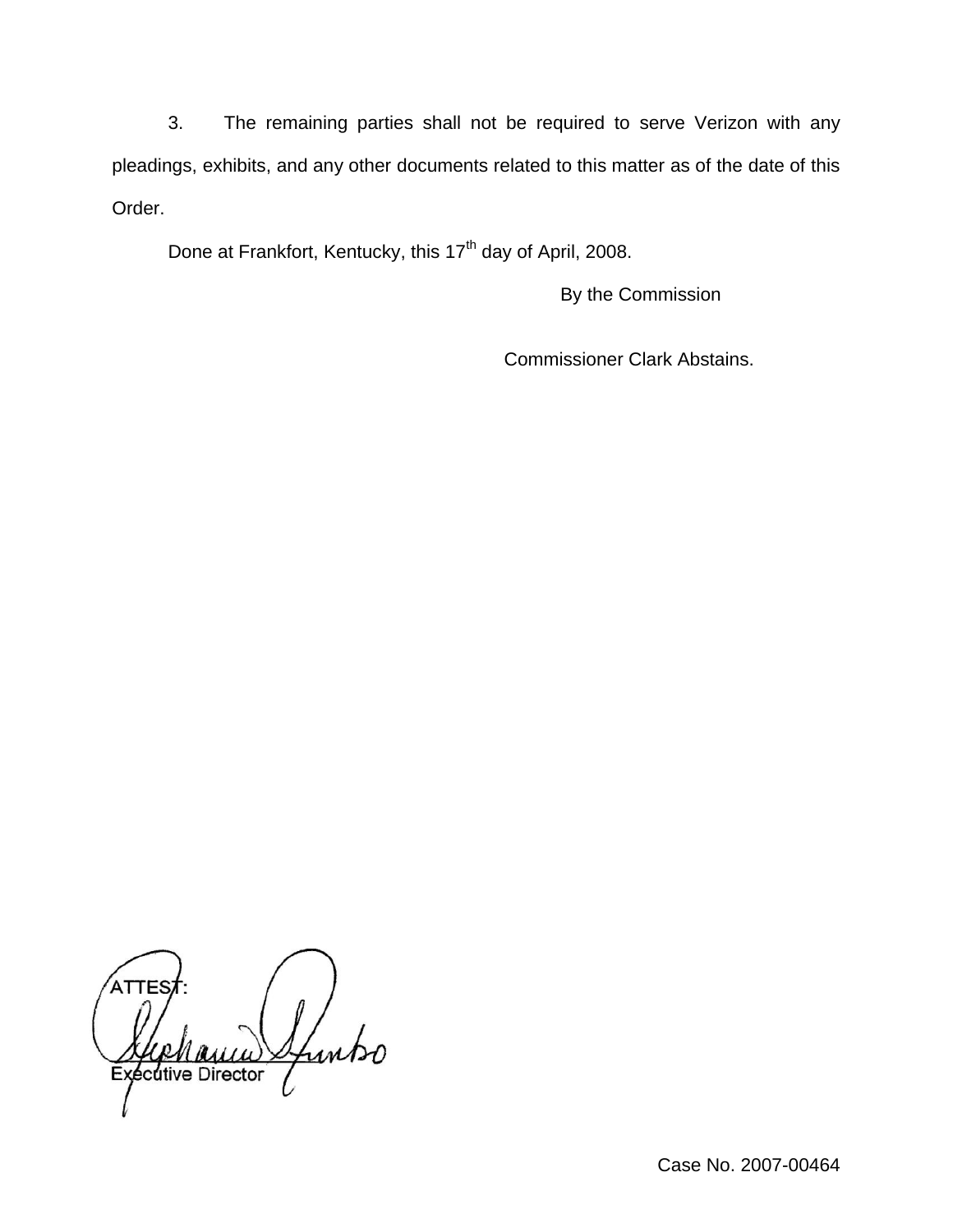3. The remaining parties shall not be required to serve Verizon with any pleadings, exhibits, and any other documents related to this matter as of the date of this Order.

Done at Frankfort, Kentucky, this 17th day of April, 2008.

By the Commission

Commissioner Clark Abstains.

ATTEST:

Executive Director

Case No. 2007-00464